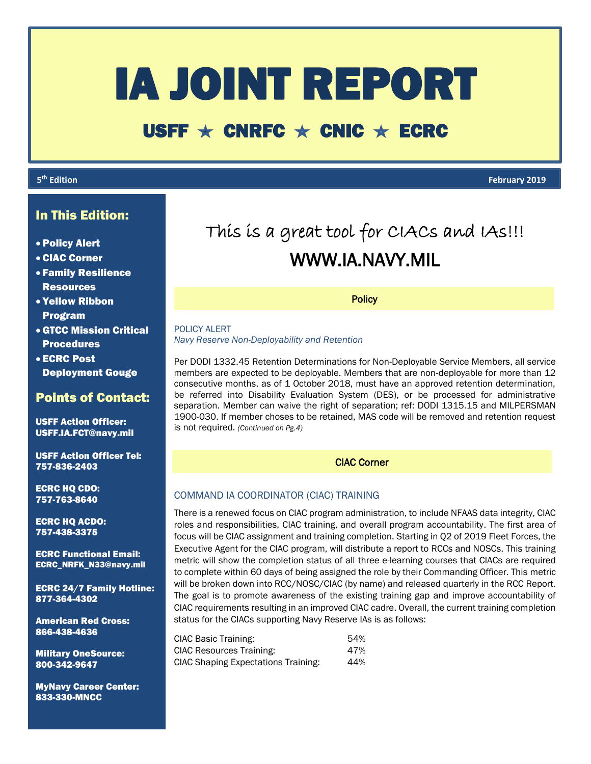# IA JOINT REPORT

## USFF ★ CNRFC ★ CNIC ★ ECRC

**5th Edition** **February 2019**

### In This Edition:

- Policy Alert
- CIAC Corner
- Family Resilience Resources
- Yellow Ribbon Program
- GTCC Mission Critical Procedures
- ECRC Post Deployment Gouge

### Points of Contact:

**USFF Action Officer:**
USFF.IA.FCT@navy.mil

**USFF Action Officer Tel:**
757-836-2403

**ECRC HQ CDO:**
757-763-8640

**ECRC HQ ACDO:**
757-438-3375

**ECRC Functional Email:**
ECRC_NRFK_N33@navy.mil

**ECRC 24/7 Family Hotline:**
877-364-4302

**American Red Cross:**
866-438-4636

**Military OneSource:**
800-342-9647

**MyNavy Career Center:**
833-330-MNCC

This is a great tool for CIACs and IAs!!!

WWW.IA.NAVY.MIL

## Policy

POLICY ALERT

*Navy Reserve Non-Deployability and Retention*

Per DODI 1332.45 Retention Determinations for Non-Deployable Service Members, all service members are expected to be deployable. Members that are non-deployable for more than 12 consecutive months, as of 1 October 2018, must have an approved retention determination, be referred into Disability Evaluation System (DES), or be processed for administrative separation. Member can waive the right of separation; ref: DODI 1315.15 and MILPERSMAN 1900-030. If member choses to be retained, MAS code will be removed and retention request is not required. *(Continued on Pg.4)*

## CIAC Corner

### COMMAND IA COORDINATOR (CIAC) TRAINING

There is a renewed focus on CIAC program administration, to include NFAAS data integrity, CIAC roles and responsibilities, CIAC training, and overall program accountability. The first area of focus will be CIAC assignment and training completion. Starting in Q2 of 2019 Fleet Forces, the Executive Agent for the CIAC program, will distribute a report to RCCs and NOSCs. This training metric will show the completion status of all three e-learning courses that CIACs are required to complete within 60 days of being assigned the role by their Commanding Officer. This metric will be broken down into RCC/NOSC/CIAC (by name) and released quarterly in the RCC Report. The goal is to promote awareness of the existing training gap and improve accountability of CIAC requirements resulting in an improved CIAC cadre. Overall, the current training completion status for the CIACs supporting Navy Reserve IAs is as follows:

| | |
|---|---|
| CIAC Basic Training: | 54% |
| CIAC Resources Training: | 47% |
| CIAC Shaping Expectations Training: | 44% |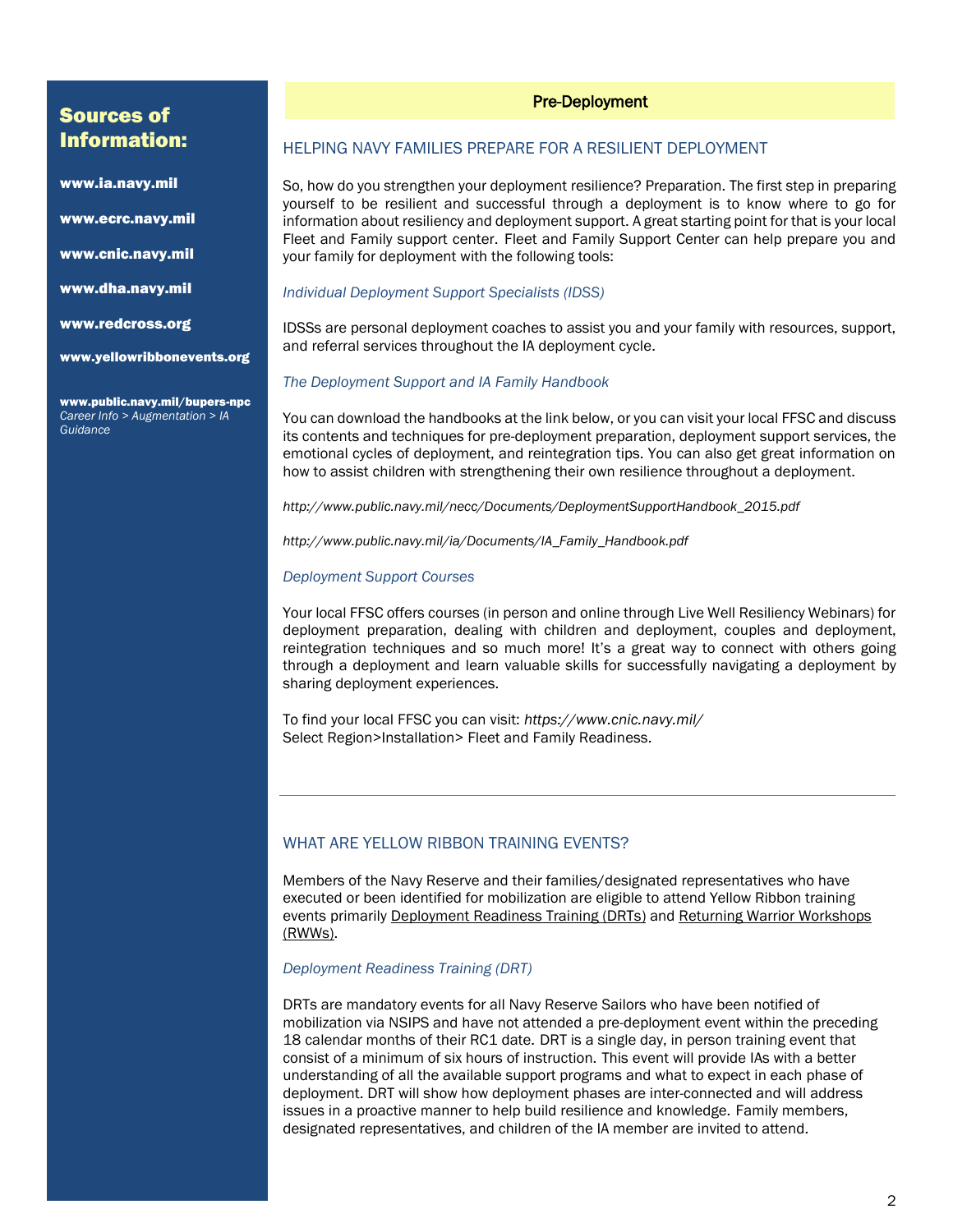## Sources of Information:

**www.ia.navy.mil**

**www.ecrc.navy.mil**

**www.cnic.navy.mil**

**www.dha.navy.mil**

**www.redcross.org**

**www.yellowribbonevents.org**

**www.public.navy.mil/bupers-npc**
*Career Info > Augmentation > IA Guidance*

## Pre-Deployment

### HELPING NAVY FAMILIES PREPARE FOR A RESILIENT DEPLOYMENT

So, how do you strengthen your deployment resilience? Preparation. The first step in preparing yourself to be resilient and successful through a deployment is to know where to go for information about resiliency and deployment support. A great starting point for that is your local Fleet and Family support center. Fleet and Family Support Center can help prepare you and your family for deployment with the following tools:

*Individual Deployment Support Specialists (IDSS)*

IDSSs are personal deployment coaches to assist you and your family with resources, support, and referral services throughout the IA deployment cycle.

*The Deployment Support and IA Family Handbook*

You can download the handbooks at the link below, or you can visit your local FFSC and discuss its contents and techniques for pre-deployment preparation, deployment support services, the emotional cycles of deployment, and reintegration tips. You can also get great information on how to assist children with strengthening their own resilience throughout a deployment.

*http://www.public.navy.mil/necc/Documents/DeploymentSupportHandbook_2015.pdf*

*http://www.public.navy.mil/ia/Documents/IA_Family_Handbook.pdf*

*Deployment Support Courses*

Your local FFSC offers courses (in person and online through Live Well Resiliency Webinars) for deployment preparation, dealing with children and deployment, couples and deployment, reintegration techniques and so much more! It's a great way to connect with others going through a deployment and learn valuable skills for successfully navigating a deployment by sharing deployment experiences.

To find your local FFSC you can visit: *https://www.cnic.navy.mil/*
Select Region>Installation> Fleet and Family Readiness.

---

### WHAT ARE YELLOW RIBBON TRAINING EVENTS?

Members of the Navy Reserve and their families/designated representatives who have executed or been identified for mobilization are eligible to attend Yellow Ribbon training events primarily Deployment Readiness Training (DRTs) and Returning Warrior Workshops (RWWs).

*Deployment Readiness Training (DRT)*

DRTs are mandatory events for all Navy Reserve Sailors who have been notified of mobilization via NSIPS and have not attended a pre-deployment event within the preceding 18 calendar months of their RC1 date. DRT is a single day, in person training event that consist of a minimum of six hours of instruction. This event will provide IAs with a better understanding of all the available support programs and what to expect in each phase of deployment. DRT will show how deployment phases are inter-connected and will address issues in a proactive manner to help build resilience and knowledge. Family members, designated representatives, and children of the IA member are invited to attend.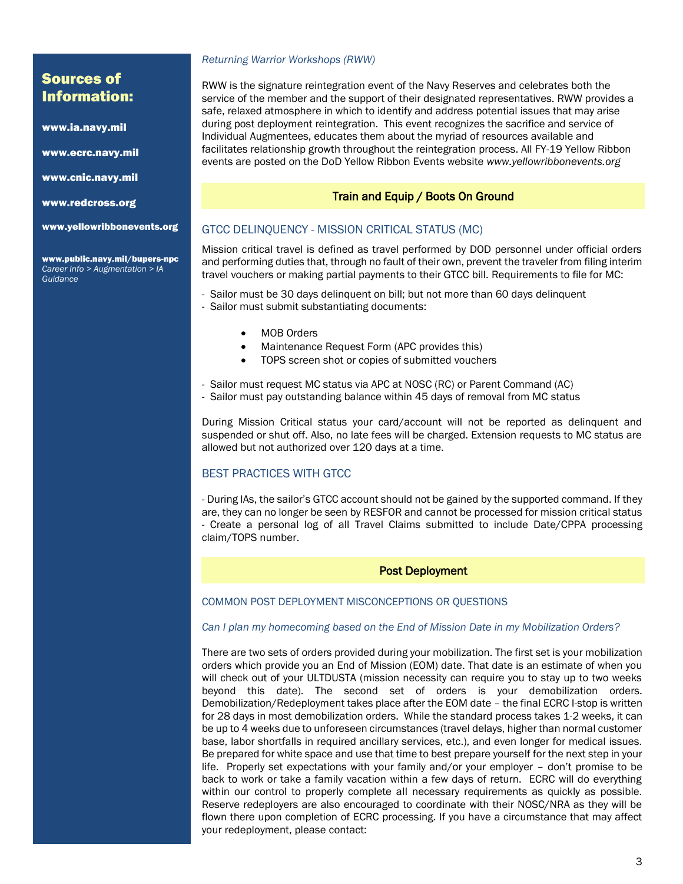## Sources of Information:

www.ia.navy.mil

www.ecrc.navy.mil

www.cnic.navy.mil

www.redcross.org

www.yellowribbonevents.org

www.public.navy.mil/bupers-npc
*Career Info > Augmentation > IA Guidance*

*Returning Warrior Workshops (RWW)*

RWW is the signature reintegration event of the Navy Reserves and celebrates both the service of the member and the support of their designated representatives. RWW provides a safe, relaxed atmosphere in which to identify and address potential issues that may arise during post deployment reintegration. This event recognizes the sacrifice and service of Individual Augmentees, educates them about the myriad of resources available and facilitates relationship growth throughout the reintegration process. All FY-19 Yellow Ribbon events are posted on the DoD Yellow Ribbon Events website *www.yellowribbonevents.org*

## Train and Equip / Boots On Ground

### GTCC DELINQUENCY - MISSION CRITICAL STATUS (MC)

Mission critical travel is defined as travel performed by DOD personnel under official orders and performing duties that, through no fault of their own, prevent the traveler from filing interim travel vouchers or making partial payments to their GTCC bill. Requirements to file for MC:

- Sailor must be 30 days delinquent on bill; but not more than 60 days delinquent
- Sailor must submit substantiating documents:
  - MOB Orders
  - Maintenance Request Form (APC provides this)
  - TOPS screen shot or copies of submitted vouchers
- Sailor must request MC status via APC at NOSC (RC) or Parent Command (AC)
- Sailor must pay outstanding balance within 45 days of removal from MC status

During Mission Critical status your card/account will not be reported as delinquent and suspended or shut off. Also, no late fees will be charged. Extension requests to MC status are allowed but not authorized over 120 days at a time.

### BEST PRACTICES WITH GTCC

- During IAs, the sailor's GTCC account should not be gained by the supported command. If they are, they can no longer be seen by RESFOR and cannot be processed for mission critical status
- Create a personal log of all Travel Claims submitted to include Date/CPPA processing claim/TOPS number.

## Post Deployment

### COMMON POST DEPLOYMENT MISCONCEPTIONS OR QUESTIONS

*Can I plan my homecoming based on the End of Mission Date in my Mobilization Orders?*

There are two sets of orders provided during your mobilization. The first set is your mobilization orders which provide you an End of Mission (EOM) date. That date is an estimate of when you will check out of your ULTDUSTA (mission necessity can require you to stay up to two weeks beyond this date). The second set of orders is your demobilization orders. Demobilization/Redeployment takes place after the EOM date – the final ECRC I-stop is written for 28 days in most demobilization orders. While the standard process takes 1-2 weeks, it can be up to 4 weeks due to unforeseen circumstances (travel delays, higher than normal customer base, labor shortfalls in required ancillary services, etc.), and even longer for medical issues. Be prepared for white space and use that time to best prepare yourself for the next step in your life. Properly set expectations with your family and/or your employer – don't promise to be back to work or take a family vacation within a few days of return. ECRC will do everything within our control to properly complete all necessary requirements as quickly as possible. Reserve redeployers are also encouraged to coordinate with their NOSC/NRA as they will be flown there upon completion of ECRC processing. If you have a circumstance that may affect your redeployment, please contact: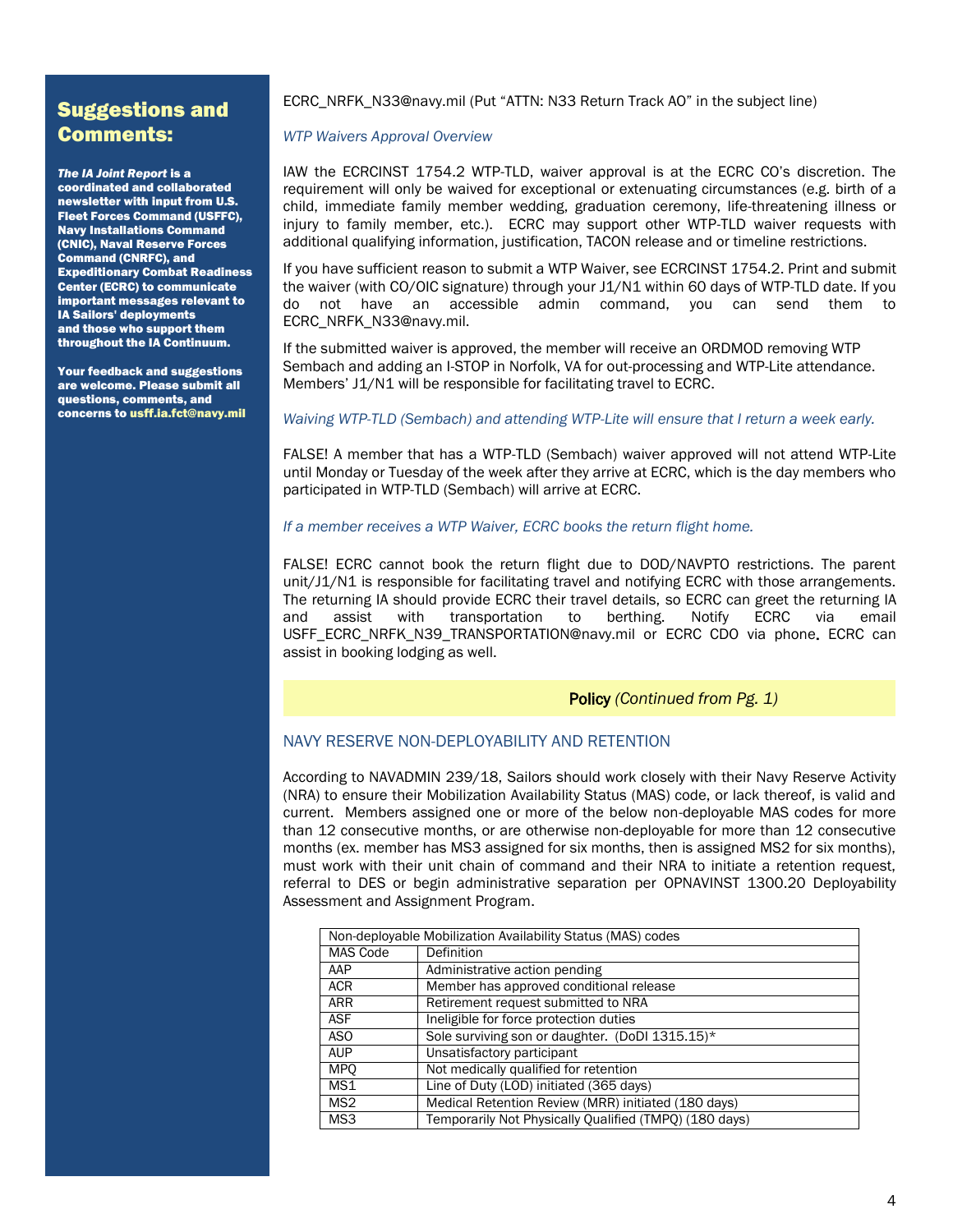## Suggestions and Comments:

***The IA Joint Report*** **is a coordinated and collaborated newsletter with input from U.S. Fleet Forces Command (USFFC), Navy Installations Command (CNIC), Naval Reserve Forces Command (CNRFC), and Expeditionary Combat Readiness Center (ECRC) to communicate important messages relevant to IA Sailors' deployments and those who support them throughout the IA Continuum.**

**Your feedback and suggestions are welcome. Please submit all questions, comments, and concerns to usff.ia.fct@navy.mil**

ECRC_NRFK_N33@navy.mil (Put "ATTN: N33 Return Track AO" in the subject line)

*WTP Waivers Approval Overview*

IAW the ECRCINST 1754.2 WTP-TLD, waiver approval is at the ECRC CO's discretion. The requirement will only be waived for exceptional or extenuating circumstances (e.g. birth of a child, immediate family member wedding, graduation ceremony, life-threatening illness or injury to family member, etc.). ECRC may support other WTP-TLD waiver requests with additional qualifying information, justification, TACON release and or timeline restrictions.

If you have sufficient reason to submit a WTP Waiver, see ECRCINST 1754.2. Print and submit the waiver (with CO/OIC signature) through your J1/N1 within 60 days of WTP-TLD date. If you do not have an accessible admin command, you can send them to ECRC_NRFK_N33@navy.mil.

If the submitted waiver is approved, the member will receive an ORDMOD removing WTP Sembach and adding an I-STOP in Norfolk, VA for out-processing and WTP-Lite attendance. Members' J1/N1 will be responsible for facilitating travel to ECRC.

*Waiving WTP-TLD (Sembach) and attending WTP-Lite will ensure that I return a week early.*

FALSE! A member that has a WTP-TLD (Sembach) waiver approved will not attend WTP-Lite until Monday or Tuesday of the week after they arrive at ECRC, which is the day members who participated in WTP-TLD (Sembach) will arrive at ECRC.

*If a member receives a WTP Waiver, ECRC books the return flight home.*

FALSE! ECRC cannot book the return flight due to DOD/NAVPTO restrictions. The parent unit/J1/N1 is responsible for facilitating travel and notifying ECRC with those arrangements. The returning IA should provide ECRC their travel details, so ECRC can greet the returning IA and assist with transportation to berthing. Notify ECRC via email USFF_ECRC_NRFK_N39_TRANSPORTATION@navy.mil or ECRC CDO via phone. ECRC can assist in booking lodging as well.

**Policy** *(Continued from Pg. 1)*

### NAVY RESERVE NON-DEPLOYABILITY AND RETENTION

According to NAVADMIN 239/18, Sailors should work closely with their Navy Reserve Activity (NRA) to ensure their Mobilization Availability Status (MAS) code, or lack thereof, is valid and current. Members assigned one or more of the below non-deployable MAS codes for more than 12 consecutive months, or are otherwise non-deployable for more than 12 consecutive months (ex. member has MS3 assigned for six months, then is assigned MS2 for six months), must work with their unit chain of command and their NRA to initiate a retention request, referral to DES or begin administrative separation per OPNAVINST 1300.20 Deployability Assessment and Assignment Program.

| Non-deployable Mobilization Availability Status (MAS) codes | |
|---|---|
| MAS Code | Definition |
| AAP | Administrative action pending |
| ACR | Member has approved conditional release |
| ARR | Retirement request submitted to NRA |
| ASF | Ineligible for force protection duties |
| ASO | Sole surviving son or daughter. (DoDI 1315.15)* |
| AUP | Unsatisfactory participant |
| MPQ | Not medically qualified for retention |
| MS1 | Line of Duty (LOD) initiated (365 days) |
| MS2 | Medical Retention Review (MRR) initiated (180 days) |
| MS3 | Temporarily Not Physically Qualified (TMPQ) (180 days) |